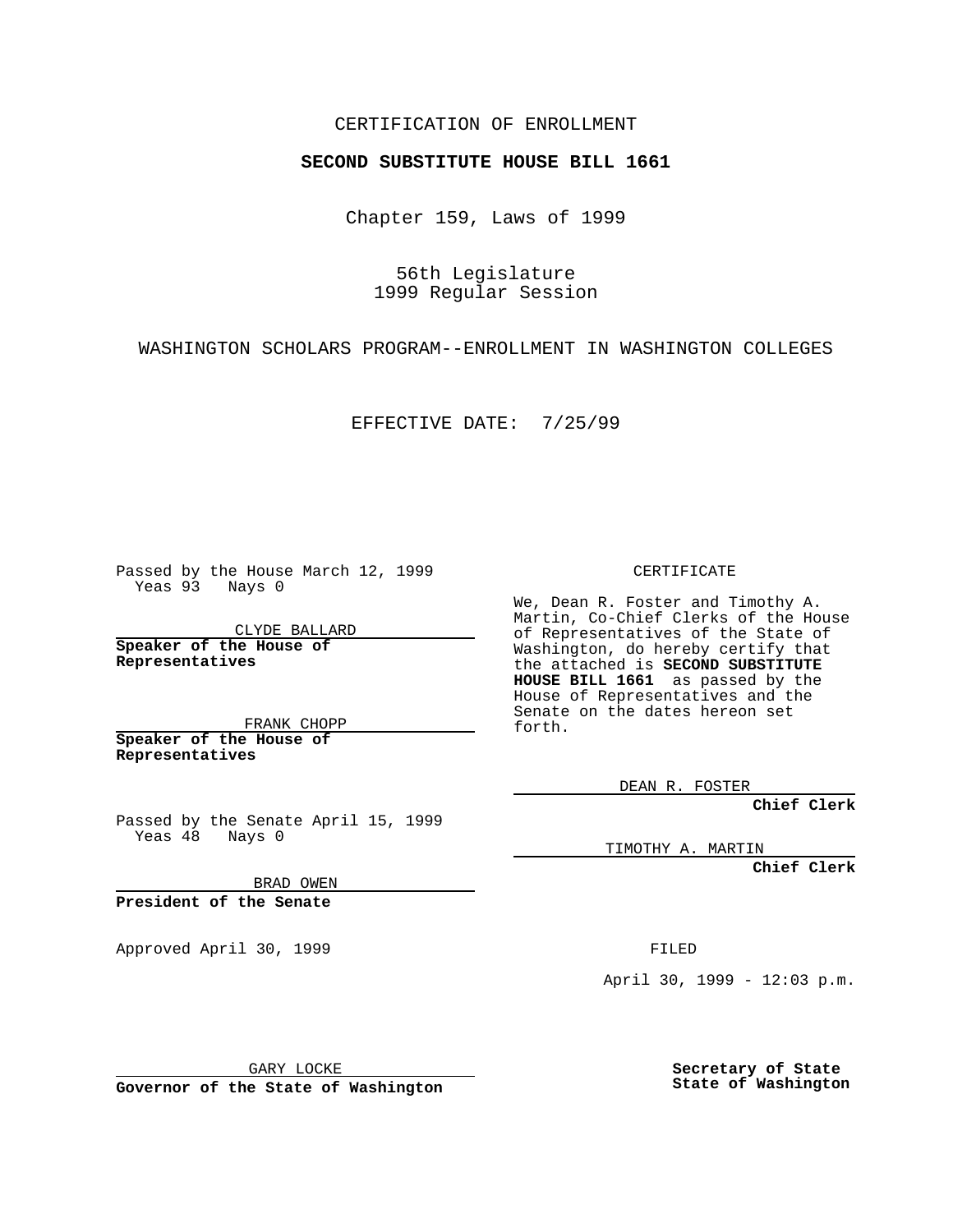CERTIFICATION OF ENROLLMENT

**SECOND SUBSTITUTE HOUSE BILL 1661**

Chapter 159, Laws of 1999

56th Legislature
1999 Regular Session

WASHINGTON SCHOLARS PROGRAM--ENROLLMENT IN WASHINGTON COLLEGES

EFFECTIVE DATE: 7/25/99

Passed by the House March 12, 1999
Yeas 93 Nays 0

CLYDE BALLARD

**Speaker of the House of Representatives**

FRANK CHOPP

**Speaker of the House of Representatives**

Passed by the Senate April 15, 1999
Yeas 48 Nays 0

BRAD OWEN

**President of the Senate**

Approved April 30, 1999

GARY LOCKE

**Governor of the State of Washington**

CERTIFICATE

We, Dean R. Foster and Timothy A. Martin, Co-Chief Clerks of the House of Representatives of the State of Washington, do hereby certify that the attached is **SECOND SUBSTITUTE HOUSE BILL 1661** as passed by the House of Representatives and the Senate on the dates hereon set forth.

DEAN R. FOSTER

**Chief Clerk**

TIMOTHY A. MARTIN

**Chief Clerk**

FILED

April 30, 1999 - 12:03 p.m.

**Secretary of State**
**State of Washington**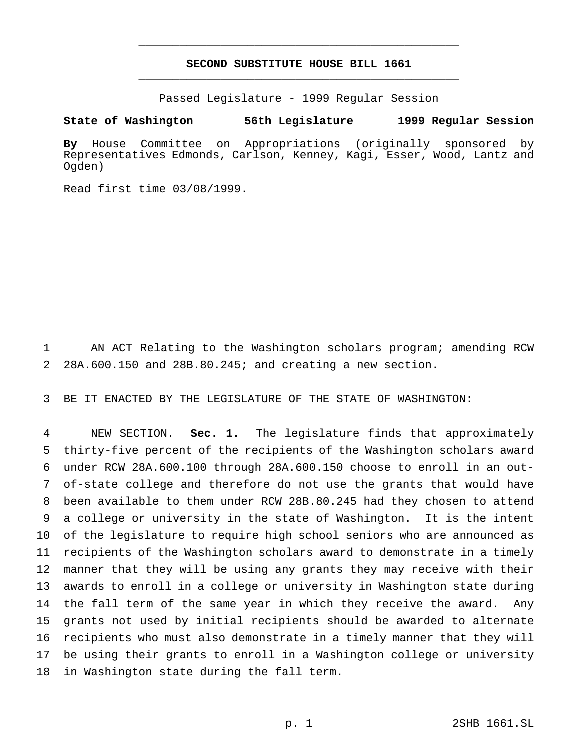# SECOND SUBSTITUTE HOUSE BILL 1661

Passed Legislature - 1999 Regular Session

**State of Washington 56th Legislature 1999 Regular Session**

**By** House Committee on Appropriations (originally sponsored by Representatives Edmonds, Carlson, Kenney, Kagi, Esser, Wood, Lantz and Ogden)

Read first time 03/08/1999.

AN ACT Relating to the Washington scholars program; amending RCW 28A.600.150 and 28B.80.245; and creating a new section.

BE IT ENACTED BY THE LEGISLATURE OF THE STATE OF WASHINGTON:

NEW SECTION. **Sec. 1.** The legislature finds that approximately thirty-five percent of the recipients of the Washington scholars award under RCW 28A.600.100 through 28A.600.150 choose to enroll in an out-of-state college and therefore do not use the grants that would have been available to them under RCW 28B.80.245 had they chosen to attend a college or university in the state of Washington. It is the intent of the legislature to require high school seniors who are announced as recipients of the Washington scholars award to demonstrate in a timely manner that they will be using any grants they may receive with their awards to enroll in a college or university in Washington state during the fall term of the same year in which they receive the award. Any grants not used by initial recipients should be awarded to alternate recipients who must also demonstrate in a timely manner that they will be using their grants to enroll in a Washington college or university in Washington state during the fall term.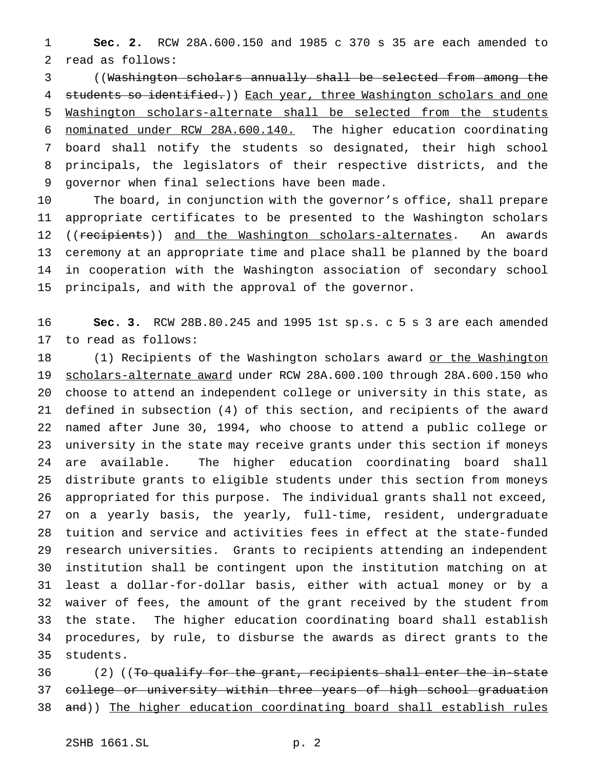**Sec. 2.** RCW 28A.600.150 and 1985 c 370 s 35 are each amended to read as follows:

((~~Washington scholars annually shall be selected from among the students so identified.~~)) <u>Each year, three Washington scholars and one Washington scholars-alternate shall be selected from the students nominated under RCW 28A.600.140.</u> The higher education coordinating board shall notify the students so designated, their high school principals, the legislators of their respective districts, and the governor when final selections have been made.

The board, in conjunction with the governor's office, shall prepare appropriate certificates to be presented to the Washington scholars ((~~recipients~~)) <u>and the Washington scholars-alternates</u>. An awards ceremony at an appropriate time and place shall be planned by the board in cooperation with the Washington association of secondary school principals, and with the approval of the governor.

**Sec. 3.** RCW 28B.80.245 and 1995 1st sp.s. c 5 s 3 are each amended to read as follows:

(1) Recipients of the Washington scholars award <u>or the Washington scholars-alternate award</u> under RCW 28A.600.100 through 28A.600.150 who choose to attend an independent college or university in this state, as defined in subsection (4) of this section, and recipients of the award named after June 30, 1994, who choose to attend a public college or university in the state may receive grants under this section if moneys are available. The higher education coordinating board shall distribute grants to eligible students under this section from moneys appropriated for this purpose. The individual grants shall not exceed, on a yearly basis, the yearly, full-time, resident, undergraduate tuition and service and activities fees in effect at the state-funded research universities. Grants to recipients attending an independent institution shall be contingent upon the institution matching on at least a dollar-for-dollar basis, either with actual money or by a waiver of fees, the amount of the grant received by the student from the state. The higher education coordinating board shall establish procedures, by rule, to disburse the awards as direct grants to the students.

(2) ((~~To qualify for the grant, recipients shall enter the in-state college or university within three years of high school graduation and~~)) <u>The higher education coordinating board shall establish rules</u>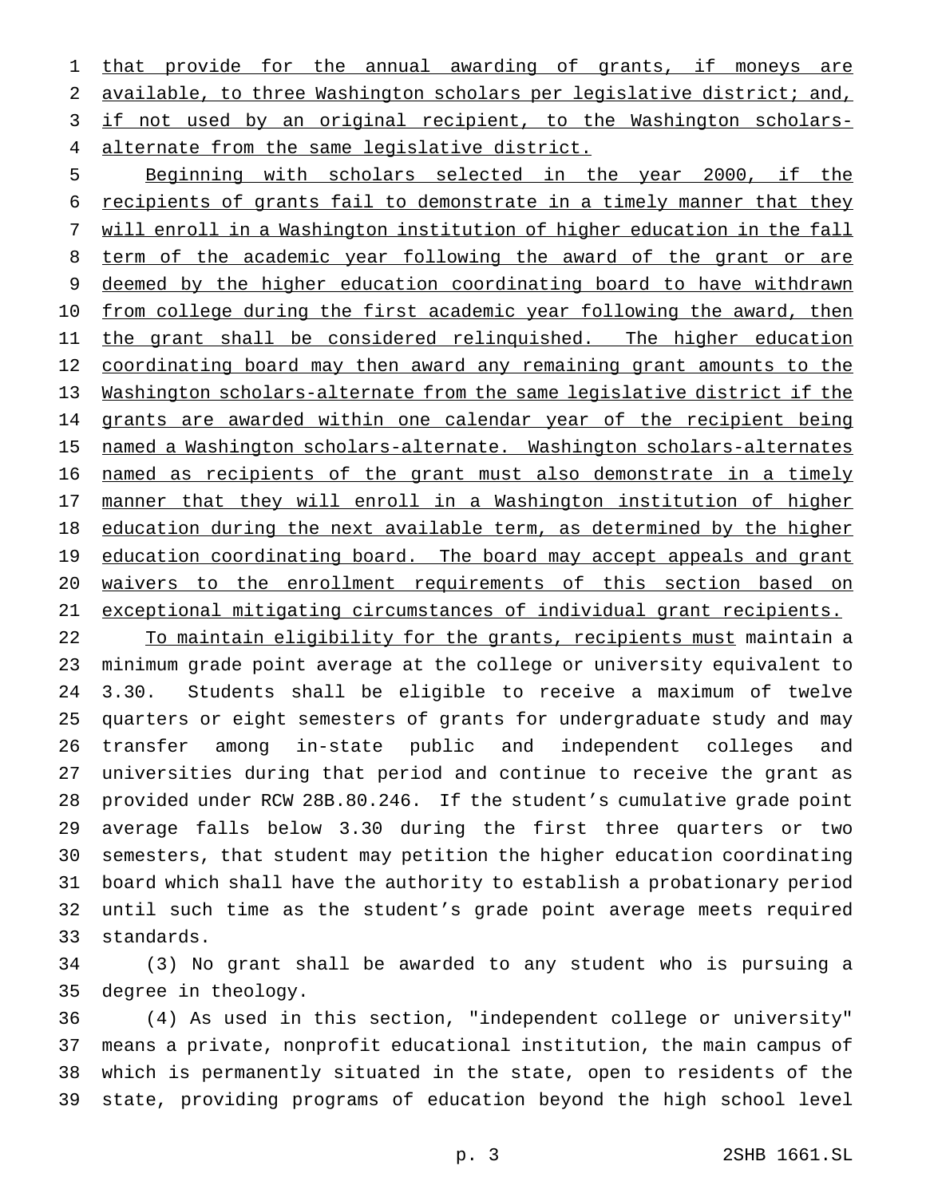that provide for the annual awarding of grants, if moneys are available, to three Washington scholars per legislative district; and, if not used by an original recipient, to the Washington scholars-alternate from the same legislative district.

Beginning with scholars selected in the year 2000, if the recipients of grants fail to demonstrate in a timely manner that they will enroll in a Washington institution of higher education in the fall term of the academic year following the award of the grant or are deemed by the higher education coordinating board to have withdrawn from college during the first academic year following the award, then the grant shall be considered relinquished. The higher education coordinating board may then award any remaining grant amounts to the Washington scholars-alternate from the same legislative district if the grants are awarded within one calendar year of the recipient being named a Washington scholars-alternate. Washington scholars-alternates named as recipients of the grant must also demonstrate in a timely manner that they will enroll in a Washington institution of higher education during the next available term, as determined by the higher education coordinating board. The board may accept appeals and grant waivers to the enrollment requirements of this section based on exceptional mitigating circumstances of individual grant recipients.

To maintain eligibility for the grants, recipients must maintain a minimum grade point average at the college or university equivalent to 3.30. Students shall be eligible to receive a maximum of twelve quarters or eight semesters of grants for undergraduate study and may transfer among in-state public and independent colleges and universities during that period and continue to receive the grant as provided under RCW 28B.80.246. If the student's cumulative grade point average falls below 3.30 during the first three quarters or two semesters, that student may petition the higher education coordinating board which shall have the authority to establish a probationary period until such time as the student's grade point average meets required standards.

(3) No grant shall be awarded to any student who is pursuing a degree in theology.

(4) As used in this section, "independent college or university" means a private, nonprofit educational institution, the main campus of which is permanently situated in the state, open to residents of the state, providing programs of education beyond the high school level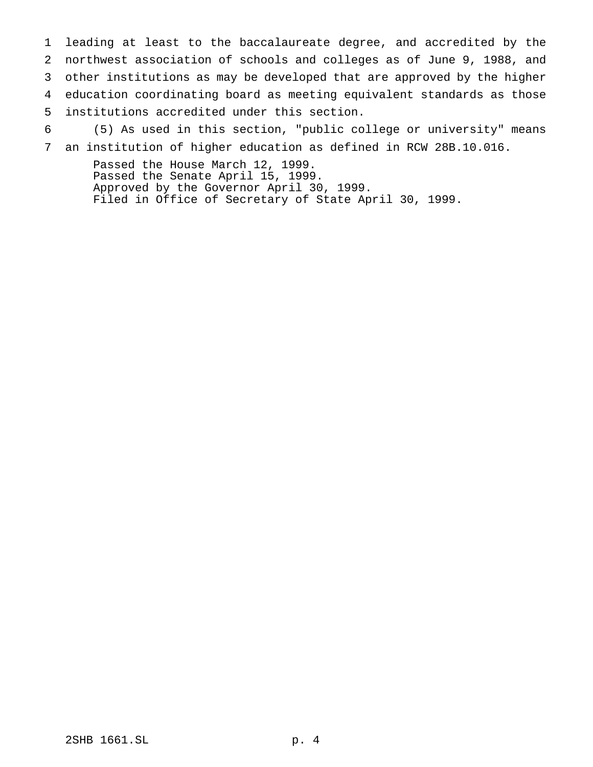leading at least to the baccalaureate degree, and accredited by the northwest association of schools and colleges as of June 9, 1988, and other institutions as may be developed that are approved by the higher education coordinating board as meeting equivalent standards as those institutions accredited under this section.

(5) As used in this section, "public college or university" means an institution of higher education as defined in RCW 28B.10.016.

Passed the House March 12, 1999.
Passed the Senate April 15, 1999.
Approved by the Governor April 30, 1999.
Filed in Office of Secretary of State April 30, 1999.